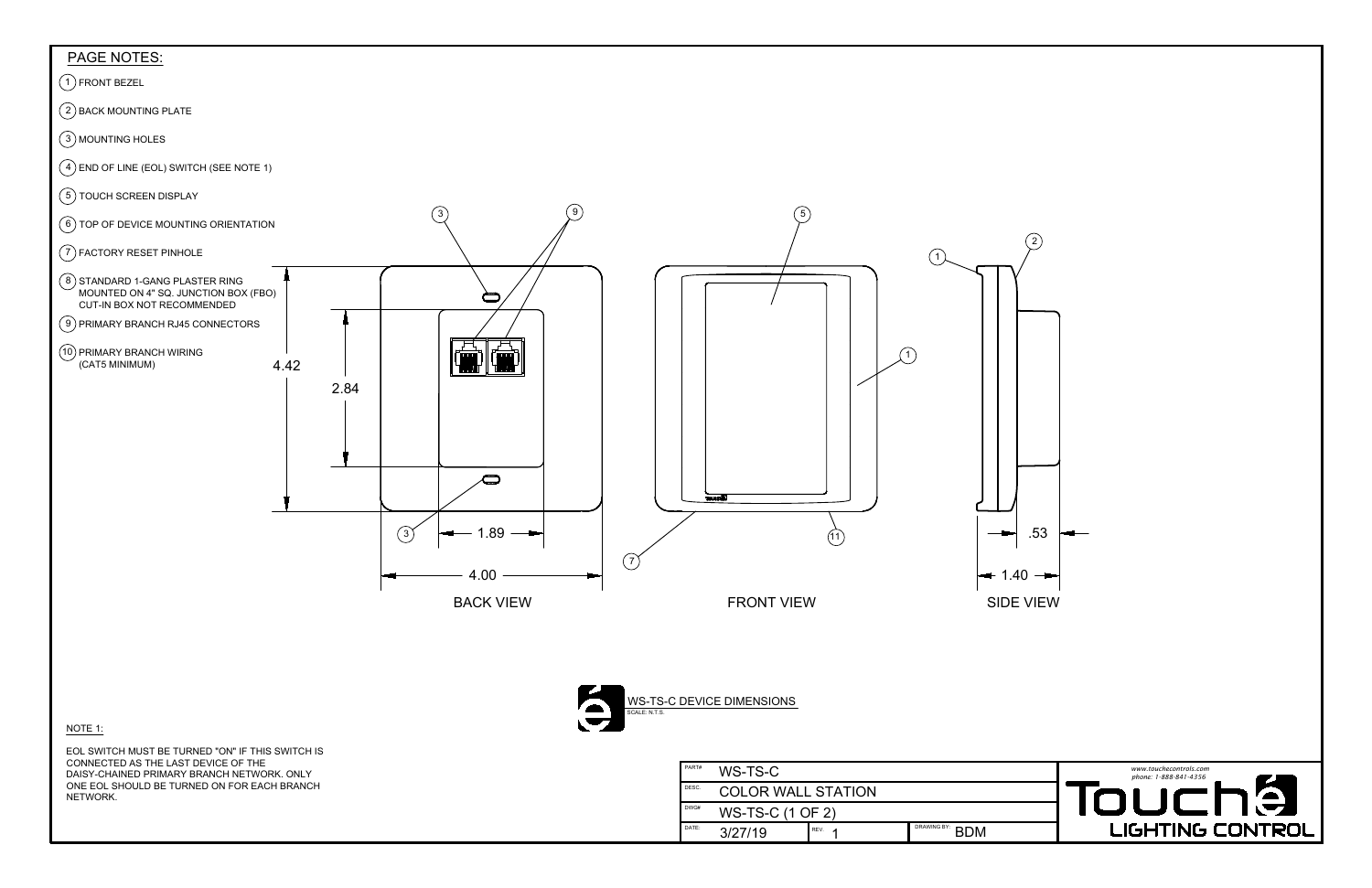## PAGE NOTES:

1. FRONT BEZEL
2. BACK MOUNTING PLATE
3. MOUNTING HOLES
4. END OF LINE (EOL) SWITCH (SEE NOTE 1)
5. TOUCH SCREEN DISPLAY
6. TOP OF DEVICE MOUNTING ORIENTATION
7. FACTORY RESET PINHOLE
8. STANDARD 1-GANG PLASTER RING MOUNTED ON 4" SQ. JUNCTION BOX (FBO) CUT-IN BOX NOT RECOMMENDED
9. PRIMARY BRANCH RJ45 CONNECTORS
10. PRIMARY BRANCH WIRING (CAT5 MINIMUM)

BACK VIEW: 4.42, 2.84, 1.89, 4.00

FRONT VIEW

SIDE VIEW: .53, 1.40

WS-TS-C DEVICE DIMENSIONS
SCALE: N.T.S.

NOTE 1:

EOL SWITCH MUST BE TURNED "ON" IF THIS SWITCH IS CONNECTED AS THE LAST DEVICE OF THE DAISY-CHAINED PRIMARY BRANCH NETWORK. ONLY ONE EOL SHOULD BE TURNED ON FOR EACH BRANCH NETWORK.

| | | | |
|---|---|---|---|
| PART# | WS-TS-C | | |
| DESC. | COLOR WALL STATION | | |
| DWG# | WS-TS-C (1 OF 2) | | |
| DATE: 3/27/19 | REV. 1 | DRAWING BY: BDM | |

www.touchecontrols.com
phone: 1-888-841-4356

Touché LIGHTING CONTROL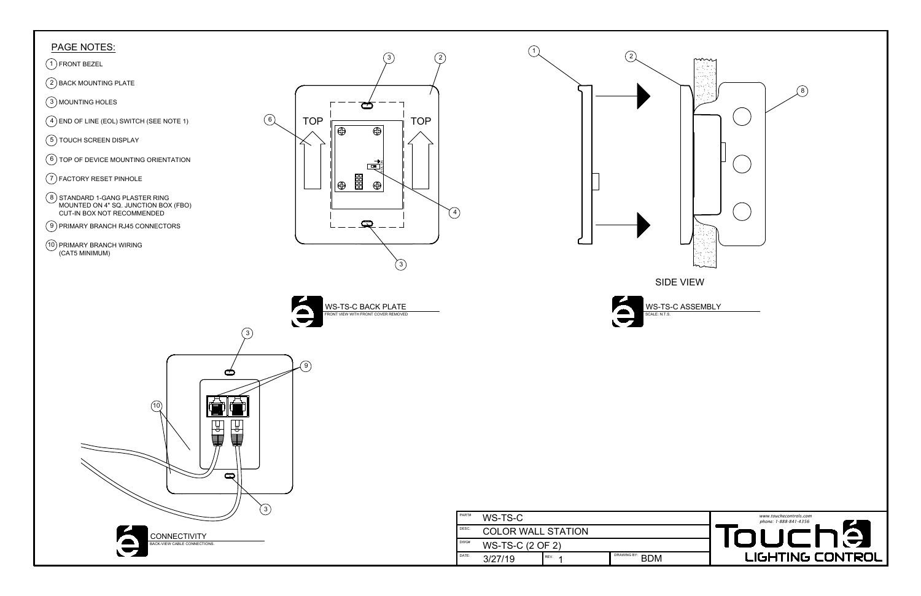## PAGE NOTES:

1. FRONT BEZEL
2. BACK MOUNTING PLATE
3. MOUNTING HOLES
4. END OF LINE (EOL) SWITCH (SEE NOTE 1)
5. TOUCH SCREEN DISPLAY
6. TOP OF DEVICE MOUNTING ORIENTATION
7. FACTORY RESET PINHOLE
8. STANDARD 1-GANG PLASTER RING MOUNTED ON 4" SQ. JUNCTION BOX (FBO) CUT-IN BOX NOT RECOMMENDED
9. PRIMARY BRANCH RJ45 CONNECTORS
10. PRIMARY BRANCH WIRING (CAT5 MINIMUM)

TOP

TOP

WS-TS-C BACK PLATE
FRONT VIEW WITH FRONT COVER REMOVED

SIDE VIEW

WS-TS-C ASSEMBLY
SCALE: N.T.S.

CONNECTIVITY
BACK-VIEW CABLE CONNECTIONS.

| | | | |
|---|---|---|---|
| PART# | WS-TS-C | | |
| DESC. | COLOR WALL STATION | | |
| DWG# | WS-TS-C (2 OF 2) | | |
| DATE: 3/27/19 | REV. 1 | DRAWING BY: BDM | |

www.touchecontrols.com
phone: 1-888-841-4356

Touché LIGHTING CONTROL